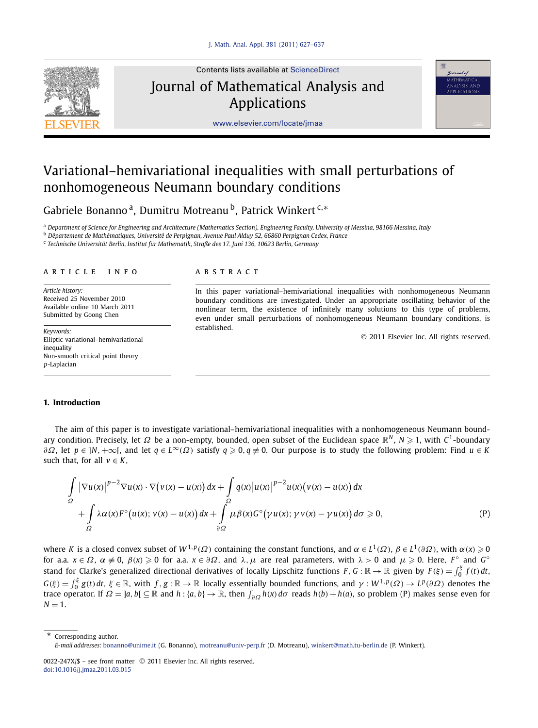# Variational–hemivariational inequalities with small perturbations of nonhomogeneous Neumann boundary conditions

Gabriele Bonanno [a], Dumitru Motreanu [b], Patrick Winkert [c,*]

[a] Department of Science for Engineering and Architecture (Mathematics Section), Engineering Faculty, University of Messina, 98166 Messina, Italy
[b] Département de Mathématiques, Université de Perpignan, Avenue Paul Alduy 52, 66860 Perpignan Cedex, France
[c] Technische Universität Berlin, Institut für Mathematik, Straße des 17. Juni 136, 10623 Berlin, Germany

**ARTICLE INFO**

*Article history:*
Received 25 November 2010
Available online 10 March 2011
Submitted by Goong Chen

*Keywords:*
Elliptic variational–hemivariational inequality
Non-smooth critical point theory
$p$-Laplacian

**ABSTRACT**

In this paper variational–hemivariational inequalities with nonhomogeneous Neumann boundary conditions are investigated. Under an appropriate oscillating behavior of the nonlinear term, the existence of infinitely many solutions to this type of problems, even under small perturbations of nonhomogeneous Neumann boundary conditions, is established.

© 2011 Elsevier Inc. All rights reserved.

## 1. Introduction

The aim of this paper is to investigate variational–hemivariational inequalities with a nonhomogeneous Neumann boundary condition. Precisely, let $\Omega$ be a non-empty, bounded, open subset of the Euclidean space $\mathbb{R}^N$, $N \geqslant 1$, with $C^1$-boundary $\partial\Omega$, let $p \in ]N, +\infty[$, and let $q \in L^\infty(\Omega)$ satisfy $q \geqslant 0, q \not\equiv 0$. Our purpose is to study the following problem: Find $u \in K$ such that, for all $v \in K$,

$$\int_\Omega \left|\nabla u(x)\right|^{p-2}\nabla u(x)\cdot\nabla\big(v(x)-u(x)\big)\,dx + \int_\Omega q(x)\left|u(x)\right|^{p-2}u(x)\big(v(x)-u(x)\big)\,dx$$
$$+\int_\Omega \lambda\alpha(x)F^\circ\big(u(x); v(x)-u(x)\big)\,dx + \int_{\partial\Omega}\mu\beta(x)G^\circ\big(\gamma u(x); \gamma v(x)-\gamma u(x)\big)\,d\sigma \geqslant 0, \tag{P}$$

where $K$ is a closed convex subset of $W^{1,p}(\Omega)$ containing the constant functions, and $\alpha \in L^1(\Omega)$, $\beta \in L^1(\partial\Omega)$, with $\alpha(x) \geqslant 0$ for a.a. $x \in \Omega$, $\alpha \not\equiv 0$, $\beta(x) \geqslant 0$ for a.a. $x \in \partial\Omega$, and $\lambda, \mu$ are real parameters, with $\lambda > 0$ and $\mu \geqslant 0$. Here, $F^\circ$ and $G^\circ$ stand for Clarke's generalized directional derivatives of locally Lipschitz functions $F, G : \mathbb{R} \to \mathbb{R}$ given by $F(\xi) = \int_0^\xi f(t)\,dt$, $G(\xi) = \int_0^\xi g(t)\,dt$, $\xi \in \mathbb{R}$, with $f, g : \mathbb{R} \to \mathbb{R}$ locally essentially bounded functions, and $\gamma : W^{1,p}(\Omega) \to L^p(\partial\Omega)$ denotes the trace operator. If $\Omega = ]a, b[ \subseteq \mathbb{R}$ and $h : \{a, b\} \to \mathbb{R}$, then $\int_{\partial\Omega} h(x)\,d\sigma$ reads $h(b) + h(a)$, so problem (P) makes sense even for $N = 1$.

---

* Corresponding author.
*E-mail addresses:* bonanno@unime.it (G. Bonanno), motreanu@univ-perp.fr (D. Motreanu), winkert@math.tu-berlin.de (P. Winkert).

0022-247X/$ – see front matter © 2011 Elsevier Inc. All rights reserved.
doi:10.1016/j.jmaa.2011.03.015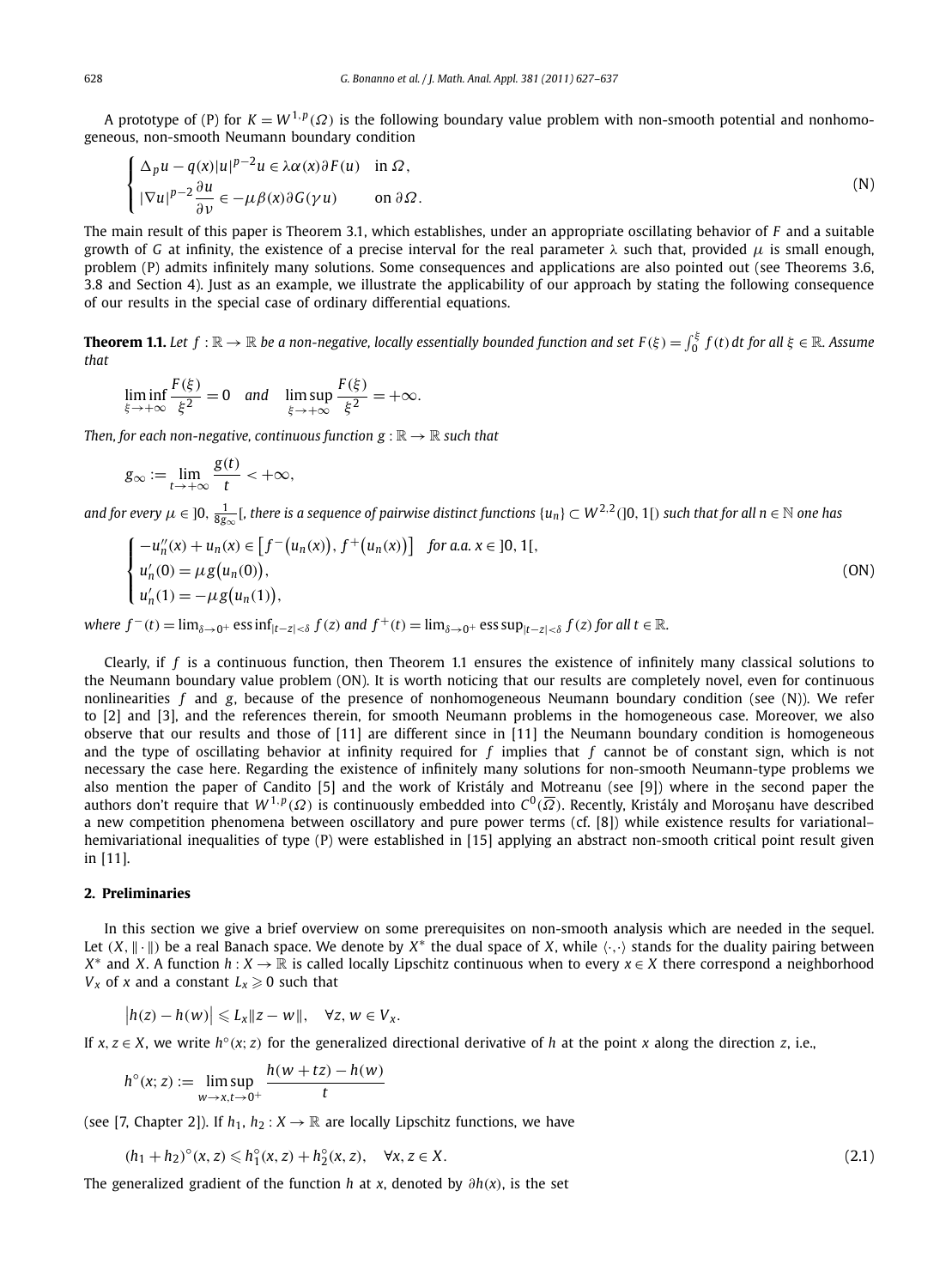A prototype of (P) for $K = W^{1,p}(\Omega)$ is the following boundary value problem with non-smooth potential and nonhomogeneous, non-smooth Neumann boundary condition

$$
\begin{cases}
\Delta_p u - q(x)|u|^{p-2}u \in \lambda\alpha(x)\partial F(u) & \text{in } \Omega, \\
|\nabla u|^{p-2}\dfrac{\partial u}{\partial \nu} \in -\mu\beta(x)\partial G(\gamma u) & \text{on } \partial\Omega.
\end{cases}
\tag{N}
$$

The main result of this paper is Theorem 3.1, which establishes, under an appropriate oscillating behavior of $F$ and a suitable growth of $G$ at infinity, the existence of a precise interval for the real parameter $\lambda$ such that, provided $\mu$ is small enough, problem (P) admits infinitely many solutions. Some consequences and applications are also pointed out (see Theorems 3.6, 3.8 and Section 4). Just as an example, we illustrate the applicability of our approach by stating the following consequence of our results in the special case of ordinary differential equations.

**Theorem 1.1.** *Let $f : \mathbb{R} \to \mathbb{R}$ be a non-negative, locally essentially bounded function and set $F(\xi) = \int_0^\xi f(t)\,dt$ for all $\xi \in \mathbb{R}$. Assume that*

$$
\liminf_{\xi \to +\infty} \frac{F(\xi)}{\xi^2} = 0 \quad \text{and} \quad \limsup_{\xi \to +\infty} \frac{F(\xi)}{\xi^2} = +\infty.
$$

*Then, for each non-negative, continuous function $g : \mathbb{R} \to \mathbb{R}$ such that*

$$
g_\infty := \lim_{t \to +\infty} \frac{g(t)}{t} < +\infty,
$$

*and for every $\mu \in \left]0, \frac{1}{8g_\infty}\right[$, there is a sequence of pairwise distinct functions $\{u_n\} \subset W^{2,2}(]0,1[)$ such that for all $n \in \mathbb{N}$ one has*

$$
\begin{cases}
-u_n''(x) + u_n(x) \in \left[f^-(u_n(x)), f^+(u_n(x))\right] & \text{for a.a. } x \in ]0,1[, \\
u_n'(0) = \mu g(u_n(0)), \\
u_n'(1) = -\mu g(u_n(1)),
\end{cases}
\tag{ON}
$$

*where $f^-(t) = \lim_{\delta \to 0^+} \operatorname{ess\,inf}_{|t-z|<\delta} f(z)$ and $f^+(t) = \lim_{\delta \to 0^+} \operatorname{ess\,sup}_{|t-z|<\delta} f(z)$ for all $t \in \mathbb{R}$.*

Clearly, if $f$ is a continuous function, then Theorem 1.1 ensures the existence of infinitely many classical solutions to the Neumann boundary value problem (ON). It is worth noticing that our results are completely novel, even for continuous nonlinearities $f$ and $g$, because of the presence of nonhomogeneous Neumann boundary condition (see (N)). We refer to [2] and [3], and the references therein, for smooth Neumann problems in the homogeneous case. Moreover, we also observe that our results and those of [11] are different since in [11] the Neumann boundary condition is homogeneous and the type of oscillating behavior at infinity required for $f$ implies that $f$ cannot be of constant sign, which is not necessary the case here. Regarding the existence of infinitely many solutions for non-smooth Neumann-type problems we also mention the paper of Candito [5] and the work of Kristály and Motreanu (see [9]) where in the second paper the authors don't require that $W^{1,p}(\Omega)$ is continuously embedded into $C^0(\overline{\Omega})$. Recently, Kristály and Moroşanu have described a new competition phenomena between oscillatory and pure power terms (cf. [8]) while existence results for variational–hemivariational inequalities of type (P) were established in [15] applying an abstract non-smooth critical point result given in [11].

## 2. Preliminaries

In this section we give a brief overview on some prerequisites on non-smooth analysis which are needed in the sequel. Let $(X, \|\cdot\|)$ be a real Banach space. We denote by $X^*$ the dual space of $X$, while $\langle\cdot,\cdot\rangle$ stands for the duality pairing between $X^*$ and $X$. A function $h : X \to \mathbb{R}$ is called locally Lipschitz continuous when to every $x \in X$ there correspond a neighborhood $V_x$ of $x$ and a constant $L_x \geqslant 0$ such that

$$
|h(z) - h(w)| \leqslant L_x\|z - w\|, \quad \forall z, w \in V_x.
$$

If $x, z \in X$, we write $h^\circ(x; z)$ for the generalized directional derivative of $h$ at the point $x$ along the direction $z$, i.e.,

$$
h^\circ(x; z) := \limsup_{w \to x,\, t \to 0^+} \frac{h(w + tz) - h(w)}{t}
$$

(see [7, Chapter 2]). If $h_1, h_2 : X \to \mathbb{R}$ are locally Lipschitz functions, we have

$$
(h_1 + h_2)^\circ(x, z) \leqslant h_1^\circ(x, z) + h_2^\circ(x, z), \quad \forall x, z \in X.
\tag{2.1}
$$

The generalized gradient of the function $h$ at $x$, denoted by $\partial h(x)$, is the set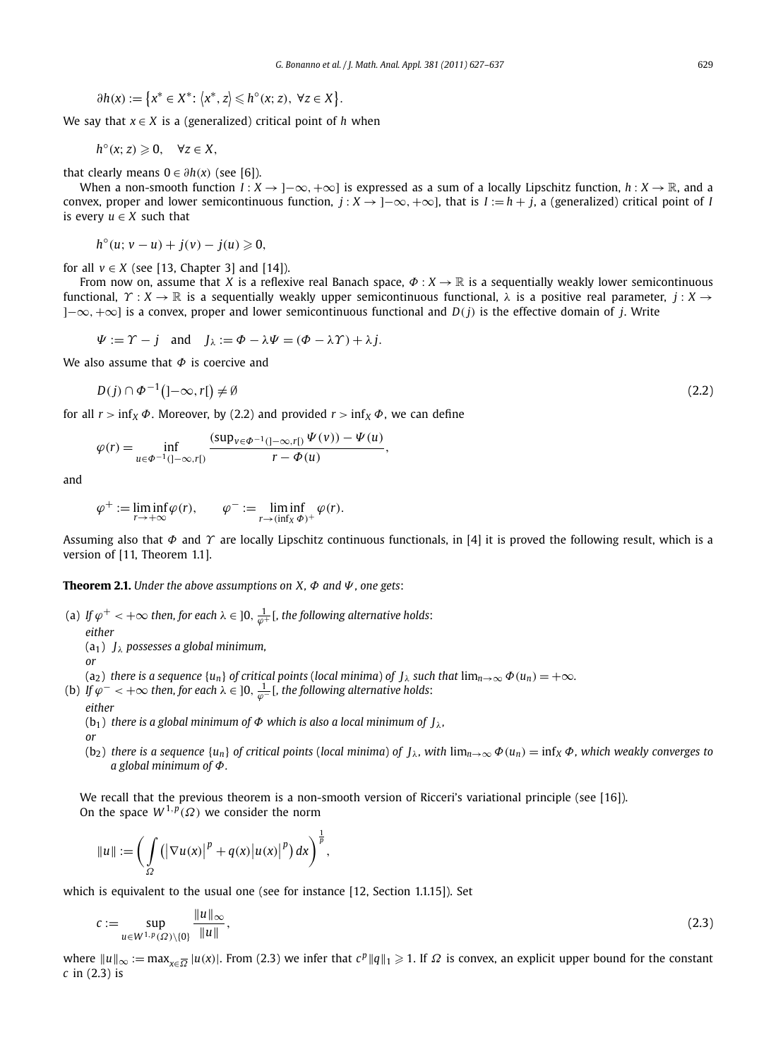$$\partial h(x) := \left\{x^* \in X^*\colon \left\langle x^*, z\right\rangle \leqslant h^\circ(x; z),\ \forall z \in X\right\}.$$

We say that $x \in X$ is a (generalized) critical point of $h$ when

$$h^\circ(x; z) \geqslant 0, \quad \forall z \in X,$$

that clearly means $0 \in \partial h(x)$ (see [6]).

When a non-smooth function $I : X \to ]-\infty, +\infty]$ is expressed as a sum of a locally Lipschitz function, $h : X \to \mathbb{R}$, and a convex, proper and lower semicontinuous function, $j : X \to ]-\infty, +\infty]$, that is $I := h + j$, a (generalized) critical point of $I$ is every $u \in X$ such that

$$h^\circ(u; v - u) + j(v) - j(u) \geqslant 0,$$

for all $v \in X$ (see [13, Chapter 3] and [14]).

From now on, assume that $X$ is a reflexive real Banach space, $\Phi : X \to \mathbb{R}$ is a sequentially weakly lower semicontinuous functional, $\Upsilon : X \to \mathbb{R}$ is a sequentially weakly upper semicontinuous functional, $\lambda$ is a positive real parameter, $j : X \to ]-\infty, +\infty]$ is a convex, proper and lower semicontinuous functional and $D(j)$ is the effective domain of $j$. Write

$$\Psi := \Upsilon - j \quad \text{and} \quad J_\lambda := \Phi - \lambda\Psi = (\Phi - \lambda\Upsilon) + \lambda j.$$

We also assume that $\Phi$ is coercive and

$$D(j) \cap \Phi^{-1}\big(]-\infty, r[\big) \neq \emptyset \tag{2.2}$$

for all $r > \inf_X \Phi$. Moreover, by (2.2) and provided $r > \inf_X \Phi$, we can define

$$\varphi(r) = \inf_{u \in \Phi^{-1}(]-\infty, r[)} \frac{(\sup_{v \in \Phi^{-1}(]-\infty, r[)} \Psi(v)) - \Psi(u)}{r - \Phi(u)},$$

and

$$\varphi^+ := \liminf_{r \to +\infty} \varphi(r), \qquad \varphi^- := \liminf_{r \to (\inf_X \Phi)^+} \varphi(r).$$

Assuming also that $\Phi$ and $\Upsilon$ are locally Lipschitz continuous functionals, in [4] it is proved the following result, which is a version of [11, Theorem 1.1].

**Theorem 2.1.** *Under the above assumptions on $X$, $\Phi$ and $\Psi$, one gets*:

(a) *If $\varphi^+ < +\infty$ then, for each $\lambda \in ]0, \frac{1}{\varphi^+}[$, the following alternative holds*:
*either*
($a_1$) *$J_\lambda$ possesses a global minimum,*
*or*
($a_2$) *there is a sequence $\{u_n\}$ of critical points (local minima) of $J_\lambda$ such that $\lim_{n\to\infty} \Phi(u_n) = +\infty$.*

(b) *If $\varphi^- < +\infty$ then, for each $\lambda \in ]0, \frac{1}{\varphi^-}[$, the following alternative holds*:
*either*
($b_1$) *there is a global minimum of $\Phi$ which is also a local minimum of $J_\lambda$,*
*or*
($b_2$) *there is a sequence $\{u_n\}$ of critical points (local minima) of $J_\lambda$, with $\lim_{n\to\infty} \Phi(u_n) = \inf_X \Phi$, which weakly converges to a global minimum of $\Phi$.*

We recall that the previous theorem is a non-smooth version of Ricceri's variational principle (see [16]).

On the space $W^{1,p}(\Omega)$ we consider the norm

$$\|u\| := \left( \int_\Omega \left(\left|\nabla u(x)\right|^p + q(x)\left|u(x)\right|^p\right) dx \right)^{\frac{1}{p}},$$

which is equivalent to the usual one (see for instance [12, Section 1.1.15]). Set

$$c := \sup_{u \in W^{1,p}(\Omega)\setminus\{0\}} \frac{\|u\|_\infty}{\|u\|}, \tag{2.3}$$

where $\|u\|_\infty := \max_{x \in \overline{\Omega}} |u(x)|$. From (2.3) we infer that $c^p \|q\|_1 \geqslant 1$. If $\Omega$ is convex, an explicit upper bound for the constant $c$ in (2.3) is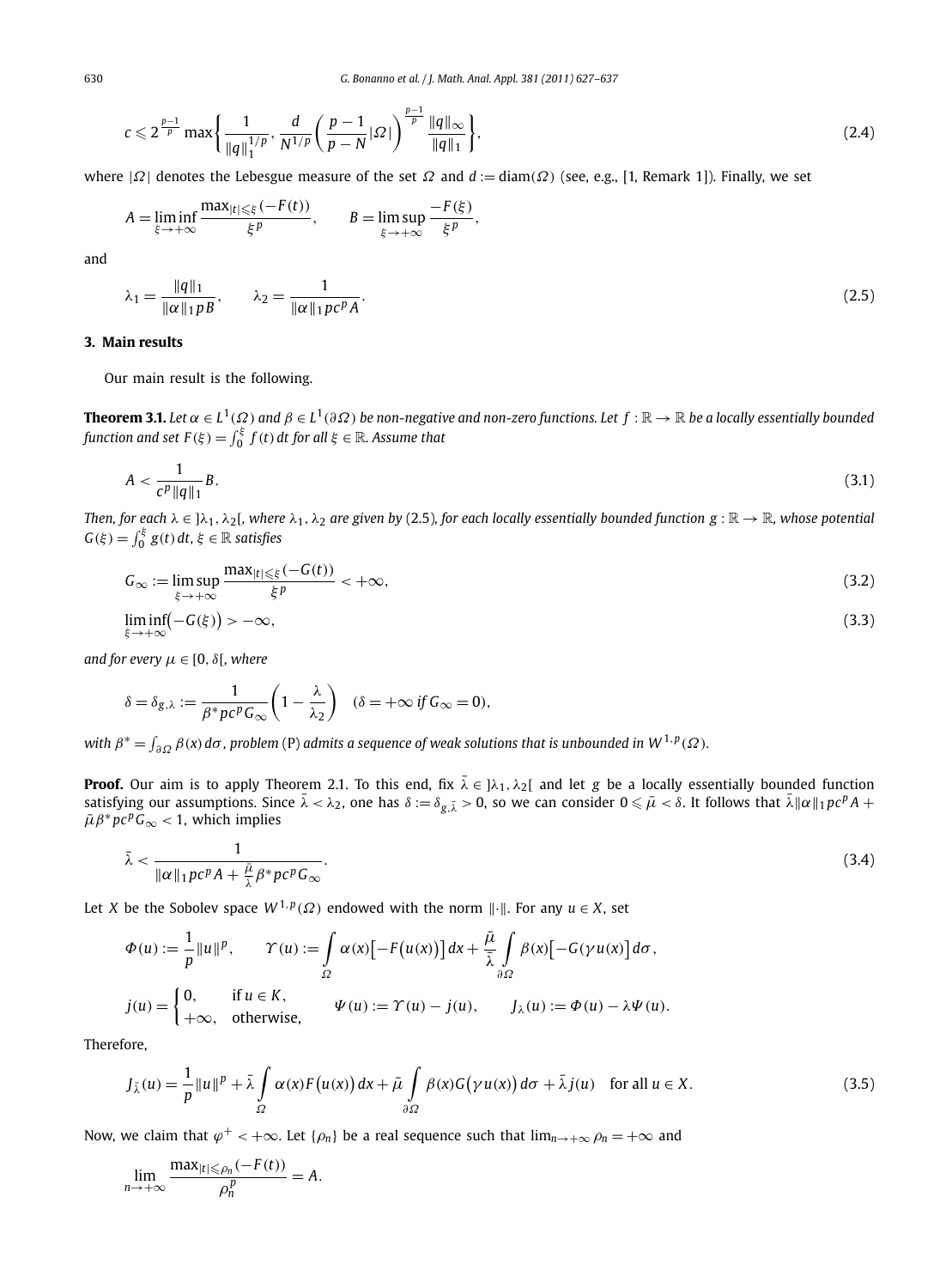$$c \leqslant 2^{\frac{p-1}{p}} \max\left\{ \frac{1}{\|q\|_1^{1/p}}, \frac{d}{N^{1/p}} \left( \frac{p-1}{p-N} |\Omega| \right)^{\frac{p-1}{p}} \frac{\|q\|_\infty}{\|q\|_1} \right\}, \tag{2.4}$$

where $|\Omega|$ denotes the Lebesgue measure of the set $\Omega$ and $d := \operatorname{diam}(\Omega)$ (see, e.g., [1, Remark 1]). Finally, we set

$$A = \liminf_{\xi \to +\infty} \frac{\max_{|t| \leqslant \xi}(-F(t))}{\xi^p}, \qquad B = \limsup_{\xi \to +\infty} \frac{-F(\xi)}{\xi^p},$$

and

$$\lambda_1 = \frac{\|q\|_1}{\|\alpha\|_1 p B}, \qquad \lambda_2 = \frac{1}{\|\alpha\|_1 p c^p A}. \tag{2.5}$$

## 3. Main results

Our main result is the following.

**Theorem 3.1.** *Let $\alpha \in L^1(\Omega)$ and $\beta \in L^1(\partial\Omega)$ be non-negative and non-zero functions. Let $f : \mathbb{R} \to \mathbb{R}$ be a locally essentially bounded function and set $F(\xi) = \int_0^\xi f(t)\,dt$ for all $\xi \in \mathbb{R}$. Assume that*

$$A < \frac{1}{c^p \|q\|_1} B. \tag{3.1}$$

*Then, for each $\lambda \in ]\lambda_1, \lambda_2[$, where $\lambda_1, \lambda_2$ are given by (2.5), for each locally essentially bounded function $g : \mathbb{R} \to \mathbb{R}$, whose potential $G(\xi) = \int_0^\xi g(t)\,dt$, $\xi \in \mathbb{R}$ satisfies*

$$G_\infty := \limsup_{\xi \to +\infty} \frac{\max_{|t| \leqslant \xi}(-G(t))}{\xi^p} < +\infty, \tag{3.2}$$

$$\liminf_{\xi \to +\infty} \bigl(-G(\xi)\bigr) > -\infty, \tag{3.3}$$

*and for every $\mu \in [0, \delta[$, where*

$$\delta = \delta_{g,\lambda} := \frac{1}{\beta^* p c^p G_\infty} \left( 1 - \frac{\lambda}{\lambda_2} \right) \quad (\delta = +\infty \text{ if } G_\infty = 0),$$

*with $\beta^* = \int_{\partial\Omega} \beta(x)\,d\sigma$, problem (P) admits a sequence of weak solutions that is unbounded in $W^{1,p}(\Omega)$.*

**Proof.** Our aim is to apply Theorem 2.1. To this end, fix $\bar{\lambda} \in ]\lambda_1, \lambda_2[$ and let $g$ be a locally essentially bounded function satisfying our assumptions. Since $\bar{\lambda} < \lambda_2$, one has $\delta := \delta_{g,\bar{\lambda}} > 0$, so we can consider $0 \leqslant \bar{\mu} < \delta$. It follows that $\bar{\lambda}\|\alpha\|_1 p c^p A + \bar{\mu}\beta^* p c^p G_\infty < 1$, which implies

$$\bar{\lambda} < \frac{1}{\|\alpha\|_1 p c^p A + \frac{\bar{\mu}}{\bar{\lambda}} \beta^* p c^p G_\infty}. \tag{3.4}$$

Let $X$ be the Sobolev space $W^{1,p}(\Omega)$ endowed with the norm $\|\cdot\|$. For any $u \in X$, set

$$\Phi(u) := \frac{1}{p}\|u\|^p, \qquad \Upsilon(u) := \int_\Omega \alpha(x)\bigl[-F\bigl(u(x)\bigr)\bigr]\,dx + \frac{\bar{\mu}}{\bar{\lambda}} \int_{\partial\Omega} \beta(x)\bigl[-G(\gamma u(x))\bigr]\,d\sigma,$$

$$j(u) = \begin{cases} 0, & \text{if } u \in K, \\ +\infty, & \text{otherwise}, \end{cases} \qquad \Psi(u) := \Upsilon(u) - j(u), \qquad J_\lambda(u) := \Phi(u) - \lambda\Psi(u).$$

Therefore,

$$J_{\bar{\lambda}}(u) = \frac{1}{p}\|u\|^p + \bar{\lambda} \int_\Omega \alpha(x) F\bigl(u(x)\bigr)\,dx + \bar{\mu} \int_{\partial\Omega} \beta(x) G\bigl(\gamma u(x)\bigr)\,d\sigma + \bar{\lambda} j(u) \quad \text{for all } u \in X. \tag{3.5}$$

Now, we claim that $\varphi^+ < +\infty$. Let $\{\rho_n\}$ be a real sequence such that $\lim_{n \to +\infty} \rho_n = +\infty$ and

$$\lim_{n \to +\infty} \frac{\max_{|t| \leqslant \rho_n}(-F(t))}{\rho_n^p} = A.$$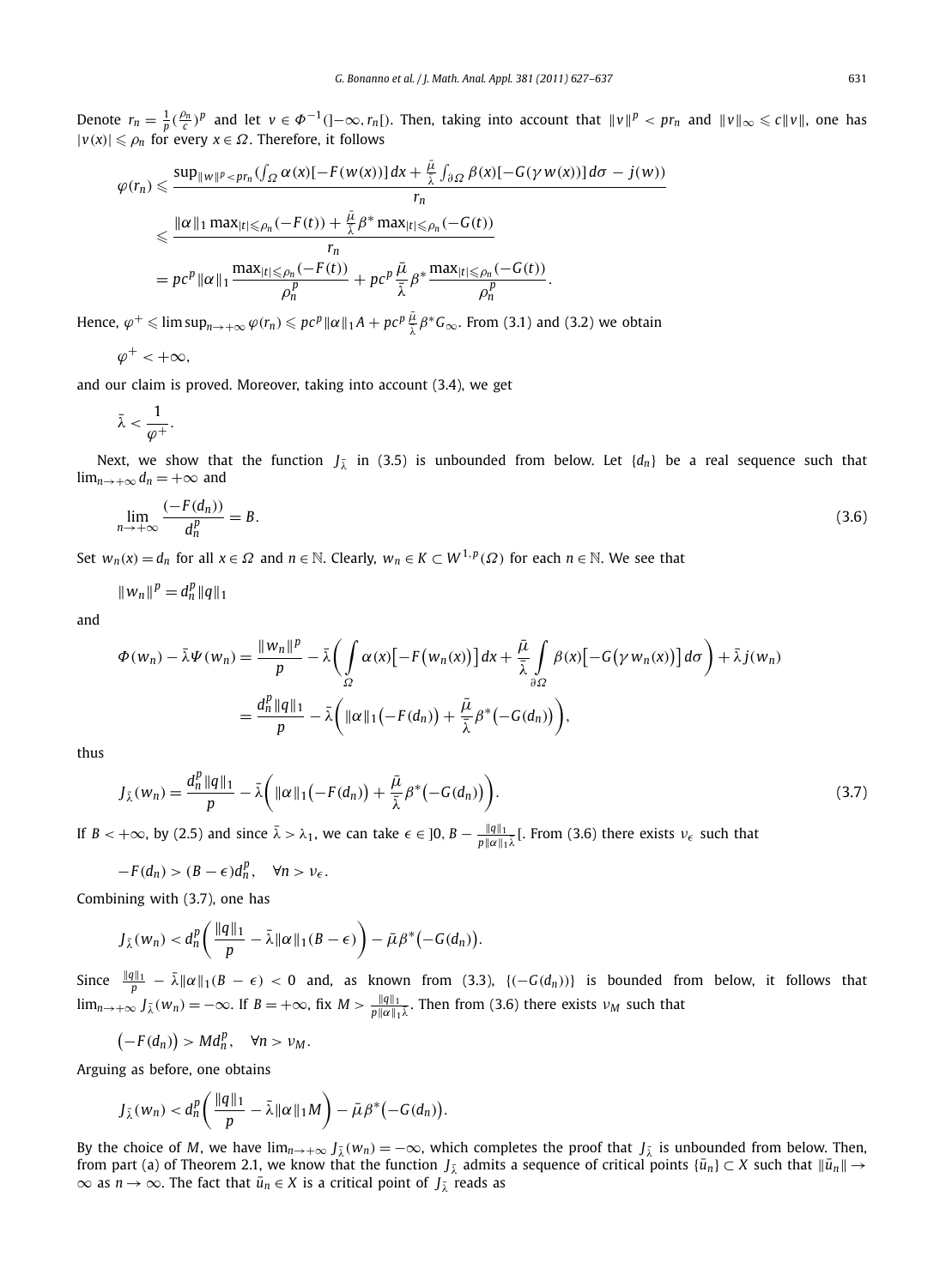Denote $r_n = \frac{1}{p}(\frac{\rho_n}{c})^p$ and let $v \in \Phi^{-1}(]-\infty, r_n[)$. Then, taking into account that $\|v\|^p < pr_n$ and $\|v\|_\infty \leqslant c\|v\|$, one has $|v(x)| \leqslant \rho_n$ for every $x \in \Omega$. Therefore, it follows

$$
\begin{aligned}
\varphi(r_n) &\leqslant \frac{\sup_{\|w\|^p < pr_n}(\int_\Omega \alpha(x)[-F(w(x))]\,dx + \frac{\bar{\mu}}{\bar{\lambda}}\int_{\partial\Omega}\beta(x)[-G(\gamma w(x))]\,d\sigma - j(w))}{r_n} \\
&\leqslant \frac{\|\alpha\|_1 \max_{|t|\leqslant \rho_n}(-F(t)) + \frac{\bar{\mu}}{\bar{\lambda}}\beta^* \max_{|t|\leqslant\rho_n}(-G(t))}{r_n} \\
&= pc^p\|\alpha\|_1 \frac{\max_{|t|\leqslant\rho_n}(-F(t))}{\rho_n^p} + pc^p\frac{\bar{\mu}}{\bar{\lambda}}\beta^* \frac{\max_{|t|\leqslant\rho_n}(-G(t))}{\rho_n^p}.
\end{aligned}
$$

Hence, $\varphi^+ \leqslant \limsup_{n\to+\infty}\varphi(r_n) \leqslant pc^p\|\alpha\|_1 A + pc^p\frac{\bar{\mu}}{\bar{\lambda}}\beta^* G_\infty$. From (3.1) and (3.2) we obtain

$$\varphi^+ < +\infty,$$

and our claim is proved. Moreover, taking into account (3.4), we get

$$\bar{\lambda} < \frac{1}{\varphi^+}.$$

Next, we show that the function $J_{\bar{\lambda}}$ in (3.5) is unbounded from below. Let $\{d_n\}$ be a real sequence such that $\lim_{n\to+\infty} d_n = +\infty$ and

$$\lim_{n\to+\infty}\frac{(-F(d_n))}{d_n^p} = B. \tag{3.6}$$

Set $w_n(x) = d_n$ for all $x \in \Omega$ and $n \in \mathbb{N}$. Clearly, $w_n \in K \subset W^{1,p}(\Omega)$ for each $n \in \mathbb{N}$. We see that

$$\|w_n\|^p = d_n^p\|q\|_1$$

and

$$
\begin{aligned}
\Phi(w_n) - \bar{\lambda}\Psi(w_n) &= \frac{\|w_n\|^p}{p} - \bar{\lambda}\left(\int_\Omega \alpha(x)\bigl[-F\bigl(w_n(x)\bigr)\bigr]\,dx + \frac{\bar{\mu}}{\bar{\lambda}}\int_{\partial\Omega}\beta(x)\bigl[-G\bigl(\gamma w_n(x)\bigr)\bigr]\,d\sigma\right) + \bar{\lambda} j(w_n) \\
&= \frac{d_n^p\|q\|_1}{p} - \bar{\lambda}\left(\|\alpha\|_1\bigl(-F(d_n)\bigr) + \frac{\bar{\mu}}{\bar{\lambda}}\beta^*\bigl(-G(d_n)\bigr)\right),
\end{aligned}
$$

thus

$$J_{\bar{\lambda}}(w_n) = \frac{d_n^p\|q\|_1}{p} - \bar{\lambda}\left(\|\alpha\|_1\bigl(-F(d_n)\bigr) + \frac{\bar{\mu}}{\bar{\lambda}}\beta^*\bigl(-G(d_n)\bigr)\right). \tag{3.7}$$

If $B < +\infty$, by (2.5) and since $\bar{\lambda} > \lambda_1$, we can take $\epsilon \in ]0, B - \frac{\|q\|_1}{p\|\alpha\|_1\bar{\lambda}}[$. From (3.6) there exists $\nu_\epsilon$ such that

$$-F(d_n) > (B-\epsilon)d_n^p, \quad \forall n > \nu_\epsilon.$$

Combining with (3.7), one has

$$J_{\bar{\lambda}}(w_n) < d_n^p\left(\frac{\|q\|_1}{p} - \bar{\lambda}\|\alpha\|_1(B-\epsilon)\right) - \bar{\mu}\beta^*\bigl(-G(d_n)\bigr).$$

Since $\frac{\|q\|_1}{p} - \bar{\lambda}\|\alpha\|_1(B-\epsilon) < 0$ and, as known from (3.3), $\{(-G(d_n))\}$ is bounded from below, it follows that $\lim_{n\to+\infty} J_{\bar{\lambda}}(w_n) = -\infty$. If $B = +\infty$, fix $M > \frac{\|q\|_1}{p\|\alpha\|_1\bar{\lambda}}$. Then from (3.6) there exists $\nu_M$ such that

$$\bigl(-F(d_n)\bigr) > Md_n^p, \quad \forall n > \nu_M.$$

Arguing as before, one obtains

$$J_{\bar{\lambda}}(w_n) < d_n^p\left(\frac{\|q\|_1}{p} - \bar{\lambda}\|\alpha\|_1 M\right) - \bar{\mu}\beta^*\bigl(-G(d_n)\bigr).$$

By the choice of $M$, we have $\lim_{n\to+\infty} J_{\bar{\lambda}}(w_n) = -\infty$, which completes the proof that $J_{\bar{\lambda}}$ is unbounded from below. Then, from part (a) of Theorem 2.1, we know that the function $J_{\bar{\lambda}}$ admits a sequence of critical points $\{\bar{u}_n\} \subset X$ such that $\|\bar{u}_n\| \to \infty$ as $n \to \infty$. The fact that $\bar{u}_n \in X$ is a critical point of $J_{\bar{\lambda}}$ reads as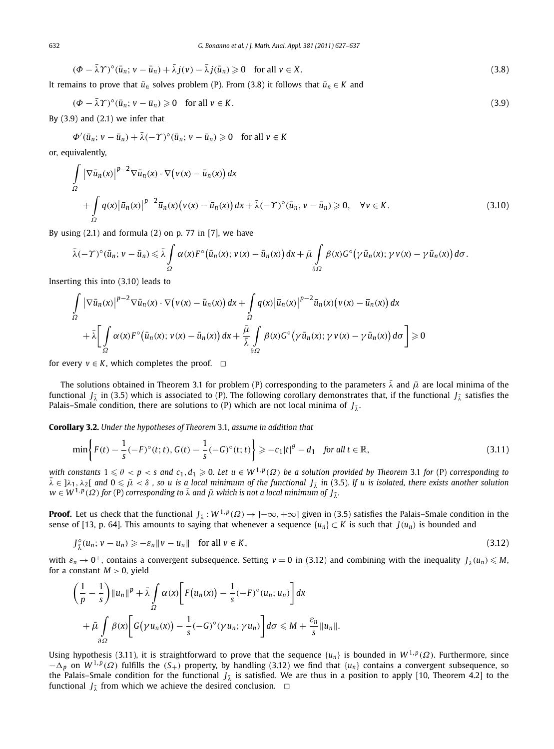$$(\Phi - \bar{\lambda}\Upsilon)^\circ(\bar{u}_n; v - \bar{u}_n) + \bar{\lambda} j(v) - \bar{\lambda} j(\bar{u}_n) \geqslant 0 \quad \text{for all } v \in X. \tag{3.8}$$

It remains to prove that $\bar{u}_n$ solves problem (P). From (3.8) it follows that $\bar{u}_n \in K$ and

$$(\Phi - \bar{\lambda}\Upsilon)^\circ(\bar{u}_n; v - \bar{u}_n) \geqslant 0 \quad \text{for all } v \in K. \tag{3.9}$$

By (3.9) and (2.1) we infer that

$$\Phi'(\bar{u}_n; v - \bar{u}_n) + \bar{\lambda}(-\Upsilon)^\circ(\bar{u}_n; v - \bar{u}_n) \geqslant 0 \quad \text{for all } v \in K$$

or, equivalently,

$$\int_\Omega \left|\nabla \bar{u}_n(x)\right|^{p-2} \nabla \bar{u}_n(x) \cdot \nabla\big(v(x) - \bar{u}_n(x)\big)\, dx + \int_\Omega q(x)\left|\bar{u}_n(x)\right|^{p-2} \bar{u}_n(x)\big(v(x) - \bar{u}_n(x)\big)\, dx + \bar{\lambda}(-\Upsilon)^\circ(\bar{u}_n, v - \bar{u}_n) \geqslant 0, \quad \forall v \in K. \tag{3.10}$$

By using (2.1) and formula (2) on p. 77 in [7], we have

$$\bar{\lambda}(-\Upsilon)^\circ(\bar{u}_n; v - \bar{u}_n) \leqslant \bar{\lambda} \int_\Omega \alpha(x) F^\circ\big(\bar{u}_n(x); v(x) - \bar{u}_n(x)\big)\, dx + \bar{\mu} \int_{\partial\Omega} \beta(x) G^\circ\big(\gamma \bar{u}_n(x); \gamma v(x) - \gamma \bar{u}_n(x)\big)\, d\sigma.$$

Inserting this into (3.10) leads to

$$\int_\Omega \left|\nabla \bar{u}_n(x)\right|^{p-2} \nabla \bar{u}_n(x) \cdot \nabla\big(v(x) - \bar{u}_n(x)\big)\, dx + \int_\Omega q(x)\left|\bar{u}_n(x)\right|^{p-2} \bar{u}_n(x)\big(v(x) - \bar{u}_n(x)\big)\, dx + \bar{\lambda}\left[\int_\Omega \alpha(x) F^\circ\big(\bar{u}_n(x); v(x) - \bar{u}_n(x)\big)\, dx + \frac{\bar{\mu}}{\bar{\lambda}} \int_{\partial\Omega} \beta(x) G^\circ\big(\gamma \bar{u}_n(x); \gamma v(x) - \gamma \bar{u}_n(x)\big)\, d\sigma\right] \geqslant 0$$

for every $v \in K$, which completes the proof. $\square$

The solutions obtained in Theorem 3.1 for problem (P) corresponding to the parameters $\bar{\lambda}$ and $\bar{\mu}$ are local minima of the functional $J_{\bar{\lambda}}$ in (3.5) which is associated to (P). The following corollary demonstrates that, if the functional $J_{\bar{\lambda}}$ satisfies the Palais–Smale condition, there are solutions to (P) which are not local minima of $J_{\bar{\lambda}}$.

**Corollary 3.2.** *Under the hypotheses of Theorem 3.1, assume in addition that*

$$\min\left\{F(t) - \frac{1}{s}(-F)^\circ(t; t),\, G(t) - \frac{1}{s}(-G)^\circ(t; t)\right\} \geqslant -c_1|t|^\theta - d_1 \quad \text{for all } t \in \mathbb{R}, \tag{3.11}$$

*with constants $1 \leqslant \theta < p < s$ and $c_1, d_1 \geqslant 0$. Let $u \in W^{1,p}(\Omega)$ be a solution provided by Theorem 3.1 for (P) corresponding to $\bar{\lambda} \in ]\lambda_1, \lambda_2[$ and $0 \leqslant \bar{\mu} < \delta$, so $u$ is a local minimum of the functional $J_{\bar{\lambda}}$ in (3.5). If $u$ is isolated, there exists another solution $w \in W^{1,p}(\Omega)$ for (P) corresponding to $\bar{\lambda}$ and $\bar{\mu}$ which is not a local minimum of $J_{\bar{\lambda}}$.*

**Proof.** Let us check that the functional $J_{\bar{\lambda}} : W^{1,p}(\Omega) \to ]-\infty, +\infty]$ given in (3.5) satisfies the Palais–Smale condition in the sense of [13, p. 64]. This amounts to saying that whenever a sequence $\{u_n\} \subset K$ is such that $J(u_n)$ is bounded and

$$J_{\bar{\lambda}}^\circ(u_n; v - u_n) \geqslant -\varepsilon_n \|v - u_n\| \quad \text{for all } v \in K, \tag{3.12}$$

with $\varepsilon_n \to 0^+$, contains a convergent subsequence. Setting $v = 0$ in (3.12) and combining with the inequality $J_{\bar{\lambda}}(u_n) \leqslant M$, for a constant $M > 0$, yield

$$\left(\frac{1}{p} - \frac{1}{s}\right)\|u_n\|^p + \bar{\lambda} \int_\Omega \alpha(x)\left[F\big(u_n(x)\big) - \frac{1}{s}(-F)^\circ(u_n; u_n)\right] dx + \bar{\mu} \int_{\partial\Omega} \beta(x)\left[G\big(\gamma u_n(x)\big) - \frac{1}{s}(-G)^\circ(\gamma u_n; \gamma u_n)\right] d\sigma \leqslant M + \frac{\varepsilon_n}{s}\|u_n\|.$$

Using hypothesis (3.11), it is straightforward to prove that the sequence $\{u_n\}$ is bounded in $W^{1,p}(\Omega)$. Furthermore, since $-\Delta_p$ on $W^{1,p}(\Omega)$ fulfills the $(S_+)$ property, by handling (3.12) we find that $\{u_n\}$ contains a convergent subsequence, so the Palais–Smale condition for the functional $J_{\bar{\lambda}}$ is satisfied. We are thus in a position to apply [10, Theorem 4.2] to the functional $J_{\bar{\lambda}}$ from which we achieve the desired conclusion. $\square$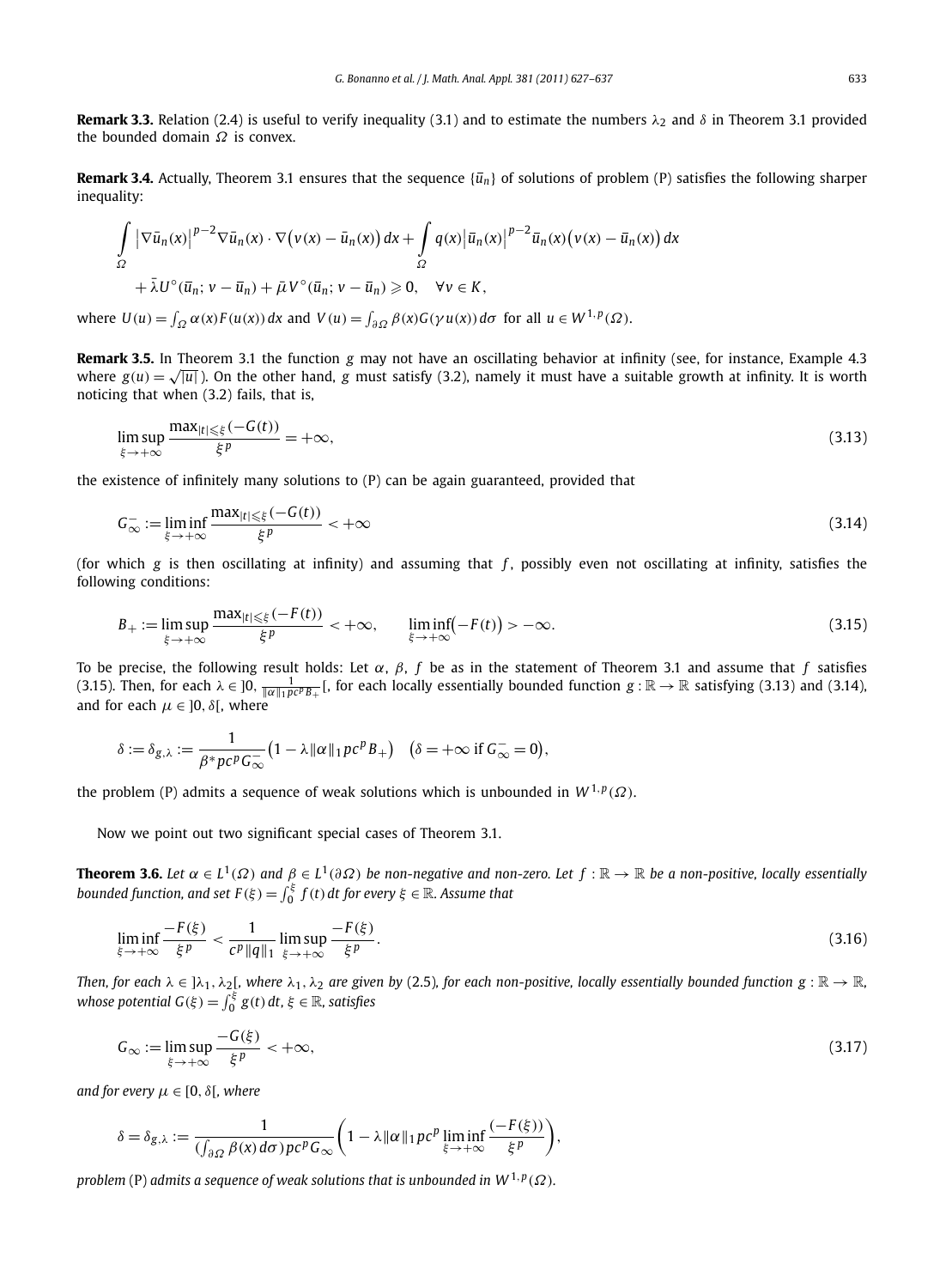**Remark 3.3.** Relation (2.4) is useful to verify inequality (3.1) and to estimate the numbers $\lambda_2$ and $\delta$ in Theorem 3.1 provided the bounded domain $\Omega$ is convex.

**Remark 3.4.** Actually, Theorem 3.1 ensures that the sequence $\{\bar{u}_n\}$ of solutions of problem (P) satisfies the following sharper inequality:

$$\int_\Omega \left|\nabla \bar{u}_n(x)\right|^{p-2}\nabla \bar{u}_n(x)\cdot \nabla\big(v(x)-\bar{u}_n(x)\big)\,dx + \int_\Omega q(x)\left|\bar{u}_n(x)\right|^{p-2}\bar{u}_n(x)\big(v(x)-\bar{u}_n(x)\big)\,dx$$
$$+ \bar{\lambda} U^\circ(\bar{u}_n; v-\bar{u}_n) + \bar{\mu} V^\circ(\bar{u}_n; v-\bar{u}_n) \geqslant 0, \quad \forall v \in K,$$

where $U(u) = \int_\Omega \alpha(x)F(u(x))\,dx$ and $V(u) = \int_{\partial\Omega} \beta(x)G(\gamma u(x))\,d\sigma$ for all $u \in W^{1,p}(\Omega)$.

**Remark 3.5.** In Theorem 3.1 the function $g$ may not have an oscillating behavior at infinity (see, for instance, Example 4.3 where $g(u) = \sqrt{|u|}$). On the other hand, $g$ must satisfy (3.2), namely it must have a suitable growth at infinity. It is worth noticing that when (3.2) fails, that is,

$$\limsup_{\xi\to+\infty} \frac{\max_{|t|\leqslant\xi}(-G(t))}{\xi^p} = +\infty, \tag{3.13}$$

the existence of infinitely many solutions to (P) can be again guaranteed, provided that

$$G_\infty^- := \liminf_{\xi\to+\infty} \frac{\max_{|t|\leqslant\xi}(-G(t))}{\xi^p} < +\infty \tag{3.14}$$

(for which $g$ is then oscillating at infinity) and assuming that $f$, possibly even not oscillating at infinity, satisfies the following conditions:

$$B_+ := \limsup_{\xi\to+\infty} \frac{\max_{|t|\leqslant\xi}(-F(t))}{\xi^p} < +\infty, \qquad \liminf_{\xi\to+\infty}\big(-F(t)\big) > -\infty. \tag{3.15}$$

To be precise, the following result holds: Let $\alpha$, $\beta$, $f$ be as in the statement of Theorem 3.1 and assume that $f$ satisfies (3.15). Then, for each $\lambda \in \left]0, \frac{1}{\|\alpha\|_1 pc^p B_+}\right[$, for each locally essentially bounded function $g:\mathbb{R}\to\mathbb{R}$ satisfying (3.13) and (3.14), and for each $\mu \in ]0,\delta[$, where

$$\delta := \delta_{g,\lambda} := \frac{1}{\beta^* pc^p G_\infty^-}\big(1-\lambda\|\alpha\|_1 pc^p B_+\big) \quad \big(\delta = +\infty \text{ if } G_\infty^- = 0\big),$$

the problem (P) admits a sequence of weak solutions which is unbounded in $W^{1,p}(\Omega)$.

Now we point out two significant special cases of Theorem 3.1.

**Theorem 3.6.** *Let $\alpha \in L^1(\Omega)$ and $\beta \in L^1(\partial\Omega)$ be non-negative and non-zero. Let $f:\mathbb{R}\to\mathbb{R}$ be a non-positive, locally essentially bounded function, and set $F(\xi) = \int_0^\xi f(t)\,dt$ for every $\xi \in \mathbb{R}$. Assume that*

$$\liminf_{\xi\to+\infty} \frac{-F(\xi)}{\xi^p} < \frac{1}{c^p\|q\|_1} \limsup_{\xi\to+\infty} \frac{-F(\xi)}{\xi^p}. \tag{3.16}$$

*Then, for each $\lambda \in ]\lambda_1, \lambda_2[$, where $\lambda_1, \lambda_2$ are given by (2.5), for each non-positive, locally essentially bounded function $g:\mathbb{R}\to\mathbb{R}$, whose potential $G(\xi) = \int_0^\xi g(t)\,dt$, $\xi \in \mathbb{R}$, satisfies*

$$G_\infty := \limsup_{\xi\to+\infty} \frac{-G(\xi)}{\xi^p} < +\infty, \tag{3.17}$$

*and for every $\mu \in [0,\delta[$, where*

$$\delta = \delta_{g,\lambda} := \frac{1}{(\int_{\partial\Omega} \beta(x)\,d\sigma)pc^p G_\infty}\left(1-\lambda\|\alpha\|_1 pc^p \liminf_{\xi\to+\infty}\frac{(-F(\xi))}{\xi^p}\right),$$

*problem* (P) *admits a sequence of weak solutions that is unbounded in $W^{1,p}(\Omega)$.*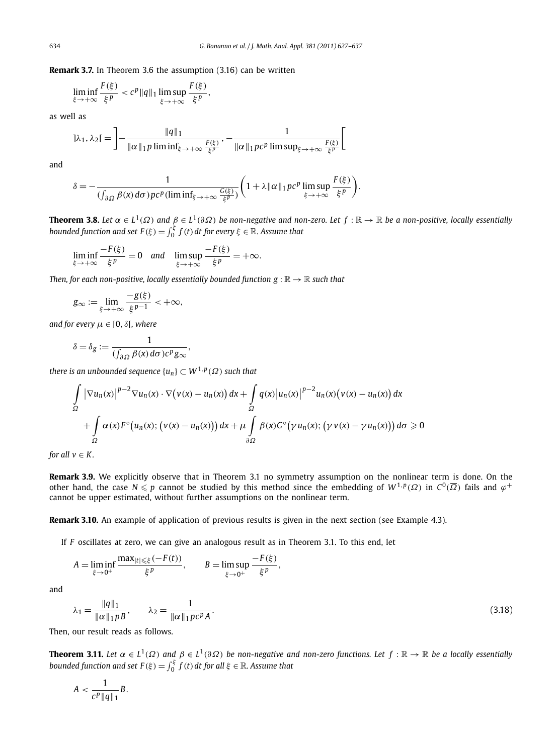**Remark 3.7.** In Theorem 3.6 the assumption (3.16) can be written

$$\liminf_{\xi\to+\infty}\frac{F(\xi)}{\xi^p} < c^p\|q\|_1 \limsup_{\xi\to+\infty}\frac{F(\xi)}{\xi^p},$$

as well as

$$]\lambda_1,\lambda_2[ = \left]-\frac{\|q\|_1}{\|\alpha\|_1 p \liminf_{\xi\to+\infty}\frac{F(\xi)}{\xi^p}}, -\frac{1}{\|\alpha\|_1 pc^p \limsup_{\xi\to+\infty}\frac{F(\xi)}{\xi^p}}\right[$$

and

$$\delta = -\frac{1}{(\int_{\partial\Omega}\beta(x)\,d\sigma)pc^p(\liminf_{\xi\to+\infty}\frac{G(\xi)}{\xi^p})}\left(1+\lambda\|\alpha\|_1 pc^p \limsup_{\xi\to+\infty}\frac{F(\xi)}{\xi^p}\right).$$

**Theorem 3.8.** *Let $\alpha\in L^1(\Omega)$ and $\beta\in L^1(\partial\Omega)$ be non-negative and non-zero. Let $f:\mathbb{R}\to\mathbb{R}$ be a non-positive, locally essentially bounded function and set $F(\xi)=\int_0^\xi f(t)\,dt$ for every $\xi\in\mathbb{R}$. Assume that*

$$\liminf_{\xi\to+\infty}\frac{-F(\xi)}{\xi^p}=0 \quad \textit{and} \quad \limsup_{\xi\to+\infty}\frac{-F(\xi)}{\xi^p}=+\infty.$$

*Then, for each non-positive, locally essentially bounded function $g:\mathbb{R}\to\mathbb{R}$ such that*

$$g_\infty := \lim_{\xi\to+\infty}\frac{-g(\xi)}{\xi^{p-1}}<+\infty,$$

*and for every $\mu\in[0,\delta[$, where*

$$\delta=\delta_g := \frac{1}{(\int_{\partial\Omega}\beta(x)\,d\sigma)c^p g_\infty},$$

*there is an unbounded sequence $\{u_n\}\subset W^{1,p}(\Omega)$ such that*

$$\int_\Omega |\nabla u_n(x)|^{p-2}\nabla u_n(x)\cdot\nabla(v(x)-u_n(x))\,dx + \int_\Omega q(x)|u_n(x)|^{p-2}u_n(x)(v(x)-u_n(x))\,dx$$
$$+\int_\Omega \alpha(x)F^\circ(u_n(x);(v(x)-u_n(x)))\,dx + \mu\int_{\partial\Omega}\beta(x)G^\circ(\gamma u_n(x);(\gamma v(x)-\gamma u_n(x)))\,d\sigma \geqslant 0$$

*for all $v\in K$.*

**Remark 3.9.** We explicitly observe that in Theorem 3.1 no symmetry assumption on the nonlinear term is done. On the other hand, the case $N\leqslant p$ cannot be studied by this method since the embedding of $W^{1,p}(\Omega)$ in $C^0(\overline{\Omega})$ fails and $\varphi^+$ cannot be upper estimated, without further assumptions on the nonlinear term.

**Remark 3.10.** An example of application of previous results is given in the next section (see Example 4.3).

If $F$ oscillates at zero, we can give an analogous result as in Theorem 3.1. To this end, let

$$A=\liminf_{\xi\to0^+}\frac{\max_{|t|\leqslant\xi}(-F(t))}{\xi^p}, \qquad B=\limsup_{\xi\to0^+}\frac{-F(\xi)}{\xi^p},$$

and

$$\lambda_1=\frac{\|q\|_1}{\|\alpha\|_1 pB}, \qquad \lambda_2=\frac{1}{\|\alpha\|_1 pc^p A}. \tag{3.18}$$

Then, our result reads as follows.

**Theorem 3.11.** *Let $\alpha\in L^1(\Omega)$ and $\beta\in L^1(\partial\Omega)$ be non-negative and non-zero functions. Let $f:\mathbb{R}\to\mathbb{R}$ be a locally essentially bounded function and set $F(\xi)=\int_0^\xi f(t)\,dt$ for all $\xi\in\mathbb{R}$. Assume that*

$$A<\frac{1}{c^p\|q\|_1}B.$$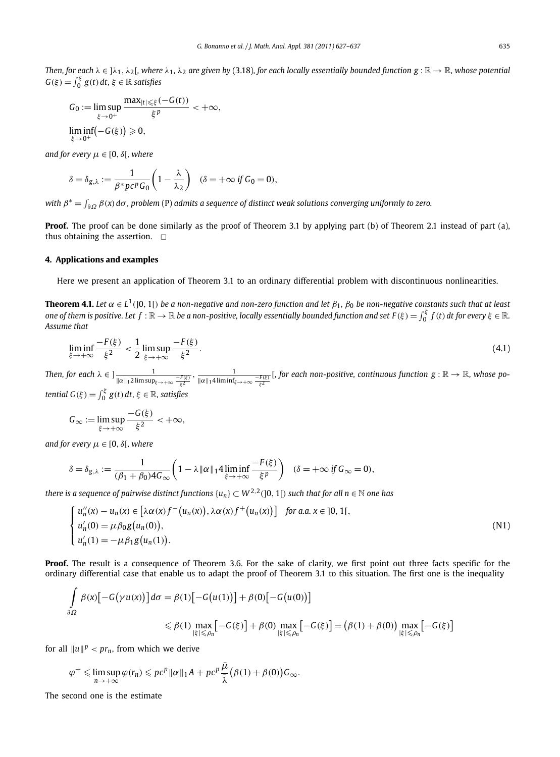*Then, for each $\lambda \in ]\lambda_1, \lambda_2[$, where $\lambda_1, \lambda_2$ are given by (3.18), for each locally essentially bounded function $g : \mathbb{R} \to \mathbb{R}$, whose potential $G(\xi) = \int_0^\xi g(t)\,dt$, $\xi \in \mathbb{R}$ satisfies*

$$G_0 := \limsup_{\xi \to 0^+} \frac{\max_{|t| \leqslant \xi}(-G(t))}{\xi^p} < +\infty,$$

$$\liminf_{\xi \to 0^+} \big(-G(\xi)\big) \geqslant 0,$$

*and for every $\mu \in [0, \delta[$, where*

$$\delta = \delta_{g,\lambda} := \frac{1}{\beta^* p c^p G_0}\left(1 - \frac{\lambda}{\lambda_2}\right) \quad (\delta = +\infty \text{ if } G_0 = 0),$$

*with $\beta^* = \int_{\partial\Omega} \beta(x)\,d\sigma$, problem (P) admits a sequence of distinct weak solutions converging uniformly to zero.*

**Proof.** The proof can be done similarly as the proof of Theorem 3.1 by applying part (b) of Theorem 2.1 instead of part (a), thus obtaining the assertion. $\square$

## 4. Applications and examples

Here we present an application of Theorem 3.1 to an ordinary differential problem with discontinuous nonlinearities.

**Theorem 4.1.** *Let $\alpha \in L^1(]0,1[)$ be a non-negative and non-zero function and let $\beta_1$, $\beta_0$ be non-negative constants such that at least one of them is positive. Let $f : \mathbb{R} \to \mathbb{R}$ be a non-positive, locally essentially bounded function and set $F(\xi) = \int_0^\xi f(t)\,dt$ for every $\xi \in \mathbb{R}$. Assume that*

$$\liminf_{\xi \to +\infty} \frac{-F(\xi)}{\xi^2} < \frac{1}{2} \limsup_{\xi \to +\infty} \frac{-F(\xi)}{\xi^2}. \tag{4.1}$$

*Then, for each $\lambda \in \left]\frac{1}{\|\alpha\|_1 2 \limsup_{\xi \to +\infty} \frac{-F(\xi)}{\xi^2}}, \frac{1}{\|\alpha\|_1 4 \liminf_{\xi \to +\infty} \frac{-F(\xi)}{\xi^2}}\right[$, for each non-positive, continuous function $g : \mathbb{R} \to \mathbb{R}$, whose potential $G(\xi) = \int_0^\xi g(t)\,dt$, $\xi \in \mathbb{R}$, satisfies*

$$G_\infty := \limsup_{\xi \to +\infty} \frac{-G(\xi)}{\xi^2} < +\infty,$$

*and for every $\mu \in [0, \delta[$, where*

$$\delta = \delta_{g,\lambda} := \frac{1}{(\beta_1 + \beta_0) 4 G_\infty}\left(1 - \lambda \|\alpha\|_1 4 \liminf_{\xi \to +\infty} \frac{-F(\xi)}{\xi^p}\right) \quad (\delta = +\infty \text{ if } G_\infty = 0),$$

*there is a sequence of pairwise distinct functions $\{u_n\} \subset W^{2,2}(]0,1[)$ such that for all $n \in \mathbb{N}$ one has*

$$\begin{cases} u_n''(x) - u_n(x) \in \big[\lambda\alpha(x) f^-\big(u_n(x)\big), \lambda\alpha(x) f^+\big(u_n(x)\big)\big] & \text{for a.a. } x \in ]0,1[, \\ u_n'(0) = \mu\beta_0 g\big(u_n(0)\big), \\ u_n'(1) = -\mu\beta_1 g\big(u_n(1)\big). \end{cases} \tag{N1}$$

**Proof.** The result is a consequence of Theorem 3.6. For the sake of clarity, we first point out three facts specific for the ordinary differential case that enable us to adapt the proof of Theorem 3.1 to this situation. The first one is the inequality

$$\int_{\partial\Omega} \beta(x)\big[-G\big(\gamma u(x)\big)\big]\,d\sigma = \beta(1)\big[-G\big(u(1)\big)\big] + \beta(0)\big[-G\big(u(0)\big)\big]$$

$$\leqslant \beta(1) \max_{|\xi| \leqslant \rho_n}\big[-G(\xi)\big] + \beta(0) \max_{|\xi| \leqslant \rho_n}\big[-G(\xi)\big] = \big(\beta(1) + \beta(0)\big) \max_{|\xi| \leqslant \rho_n}\big[-G(\xi)\big]$$

for all $\|u\|^p < pr_n$, from which we derive

$$\varphi^+ \leqslant \limsup_{n \to +\infty} \varphi(r_n) \leqslant pc^p \|\alpha\|_1 A + pc^p \frac{\bar{\mu}}{\bar{\lambda}}\big(\beta(1) + \beta(0)\big) G_\infty.$$

The second one is the estimate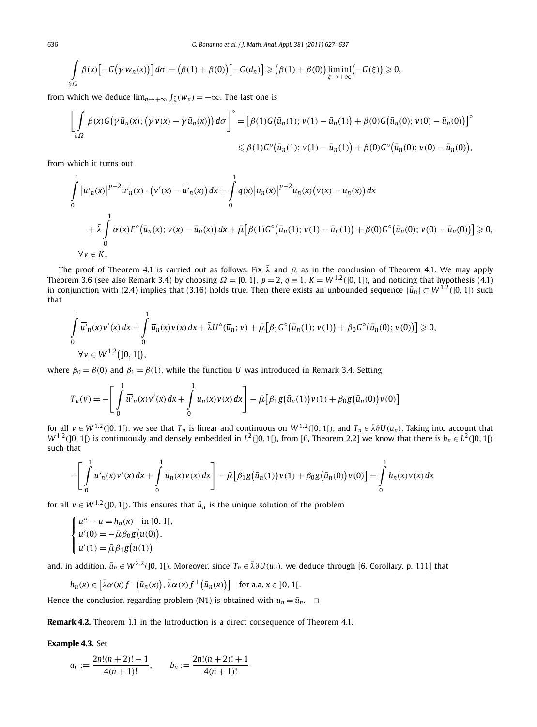$$\int_{\partial\Omega} \beta(x)\big[-G\big(\gamma w_n(x)\big)\big]\,d\sigma = \big(\beta(1)+\beta(0)\big)\big[-G(d_n)\big] \geqslant \big(\beta(1)+\beta(0)\big)\liminf_{\xi\to+\infty}\big(-G(\xi)\big) \geqslant 0,$$

from which we deduce $\lim_{n\to+\infty} J_{\bar\lambda}(w_n) = -\infty$. The last one is

$$\begin{aligned}\bigg[\int_{\partial\Omega} \beta(x)G\big(\gamma \bar u_n(x); \big(\gamma v(x) - \gamma \bar u_n(x)\big)\big)\,d\sigma\bigg]^\circ &= \big[\beta(1)G\big(\bar u_n(1); v(1)-\bar u_n(1)\big) + \beta(0)G\big(\bar u_n(0); v(0)-\bar u_n(0)\big)\big]^\circ \\ &\leqslant \beta(1)G^\circ\big(\bar u_n(1); v(1)-\bar u_n(1)\big) + \beta(0)G^\circ\big(\bar u_n(0); v(0)-\bar u_n(0)\big),\end{aligned}$$

from which it turns out

$$\begin{aligned}&\int_0^1 \big|\overline{u}'_n(x)\big|^{p-2}\overline{u}'_n(x)\cdot\big(v'(x)-\overline{u}'_n(x)\big)\,dx + \int_0^1 q(x)\big|\bar u_n(x)\big|^{p-2}\bar u_n(x)\big(v(x)-\bar u_n(x)\big)\,dx \\ &\quad + \bar\lambda \int_0^1 \alpha(x)F^\circ\big(\bar u_n(x); v(x)-\bar u_n(x)\big)\,dx + \bar\mu\big[\beta(1)G^\circ\big(\bar u_n(1); v(1)-\bar u_n(1)\big) + \beta(0)G^\circ\big(\bar u_n(0); v(0)-\bar u_n(0)\big)\big] \geqslant 0, \\ &\forall v \in K.\end{aligned}$$

The proof of Theorem 4.1 is carried out as follows. Fix $\bar\lambda$ and $\bar\mu$ as in the conclusion of Theorem 4.1. We may apply Theorem 3.6 (see also Remark 3.4) by choosing $\Omega = ]0,1[$, $p=2$, $q\equiv 1$, $K = W^{1,2}(]0,1[)$, and noticing that hypothesis (4.1) in conjunction with (2.4) implies that (3.16) holds true. Then there exists an unbounded sequence $\{\bar u_n\} \subset W^{1,2}(]0,1[)$ such that

$$\begin{aligned}&\int_0^1 \overline{u}'_n(x)v'(x)\,dx + \int_0^1 \bar u_n(x)v(x)\,dx + \bar\lambda U^\circ(\bar u_n; v) + \bar\mu\big[\beta_1 G^\circ\big(\bar u_n(1); v(1)\big) + \beta_0 G^\circ\big(\bar u_n(0); v(0)\big)\big] \geqslant 0, \\ &\forall v \in W^{1,2}\big(]0,1[\big),\end{aligned}$$

where $\beta_0 = \beta(0)$ and $\beta_1 = \beta(1)$, while the function $U$ was introduced in Remark 3.4. Setting

$$T_n(v) = -\bigg[\int_0^1 \overline{u}'_n(x)v'(x)\,dx + \int_0^1 \bar u_n(x)v(x)\,dx\bigg] - \bar\mu\big[\beta_1 g\big(\bar u_n(1)\big)v(1) + \beta_0 g\big(\bar u_n(0)\big)v(0)\big]$$

for all $v \in W^{1,2}(]0,1[)$, we see that $T_n$ is linear and continuous on $W^{1,2}(]0,1[)$, and $T_n \in \bar\lambda\partial U(\bar u_n)$. Taking into account that $W^{1,2}(]0,1[)$ is continuously and densely embedded in $L^2(]0,1[)$, from [6, Theorem 2.2] we know that there is $h_n \in L^2(]0,1[)$ such that

$$-\bigg[\int_0^1 \overline{u}'_n(x)v'(x)\,dx + \int_0^1 \bar u_n(x)v(x)\,dx\bigg] - \bar\mu\big[\beta_1 g\big(\bar u_n(1)\big)v(1) + \beta_0 g\big(\bar u_n(0)\big)v(0)\big] = \int_0^1 h_n(x)v(x)\,dx$$

for all $v \in W^{1,2}(]0,1[)$. This ensures that $\bar u_n$ is the unique solution of the problem

$$\begin{cases} u'' - u = h_n(x) & \text{in } ]0,1[, \\ u'(0) = -\bar\mu\beta_0 g\big(u(0)\big), \\ u'(1) = \bar\mu\beta_1 g\big(u(1)\big) \end{cases}$$

and, in addition, $\bar u_n \in W^{2,2}(]0,1[)$. Moreover, since $T_n \in \bar\lambda\partial U(\bar u_n)$, we deduce through [6, Corollary, p. 111] that

$$h_n(x) \in \big[\bar\lambda\alpha(x)f^-\big(\bar u_n(x)\big), \bar\lambda\alpha(x)f^+\big(\bar u_n(x)\big)\big] \quad \text{for a.a. } x \in ]0,1[.$$

Hence the conclusion regarding problem (N1) is obtained with $u_n = \bar u_n$. $\square$

**Remark 4.2.** Theorem 1.1 in the Introduction is a direct consequence of Theorem 4.1.

**Example 4.3.** Set

$$a_n := \frac{2n!(n+2)!-1}{4(n+1)!}, \qquad b_n := \frac{2n!(n+2)!+1}{4(n+1)!}$$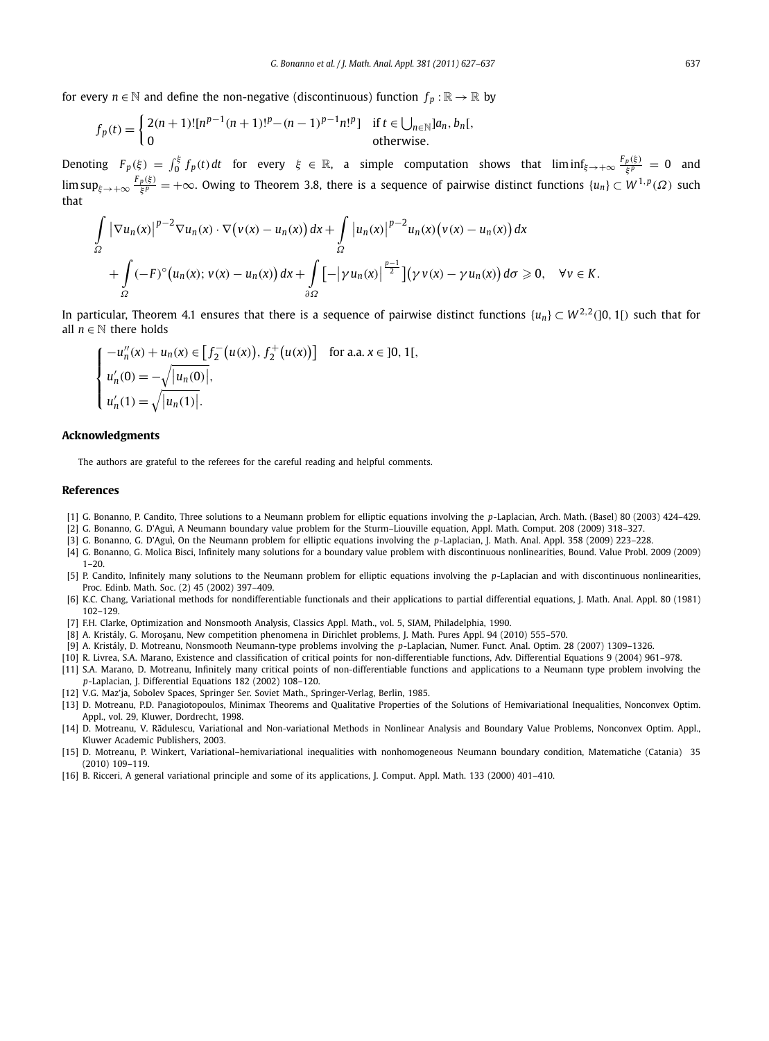for every $n \in \mathbb{N}$ and define the non-negative (discontinuous) function $f_p : \mathbb{R} \to \mathbb{R}$ by

$$
f_p(t) = \begin{cases} 2(n+1)![n^{p-1}(n+1)!^p - (n-1)^{p-1}n!^p] & \text{if } t \in \bigcup_{n\in\mathbb{N}} ]a_n, b_n[, \\ 0 & \text{otherwise.} \end{cases}
$$

Denoting $F_p(\xi) = \int_0^\xi f_p(t)\,dt$ for every $\xi \in \mathbb{R}$, a simple computation shows that $\liminf_{\xi\to+\infty} \frac{F_p(\xi)}{\xi^p} = 0$ and $\limsup_{\xi\to+\infty} \frac{F_p(\xi)}{\xi^p} = +\infty$. Owing to Theorem 3.8, there is a sequence of pairwise distinct functions $\{u_n\} \subset W^{1,p}(\Omega)$ such that

$$
\int_\Omega \left|\nabla u_n(x)\right|^{p-2} \nabla u_n(x) \cdot \nabla\big(v(x) - u_n(x)\big)\,dx + \int_\Omega \left|u_n(x)\right|^{p-2} u_n(x)\big(v(x) - u_n(x)\big)\,dx
$$
$$
+ \int_\Omega (-F)^\circ\big(u_n(x); v(x) - u_n(x)\big)\,dx + \int_{\partial\Omega} \Big[-\left|\gamma u_n(x)\right|^{\frac{p-1}{2}}\Big]\big(\gamma v(x) - \gamma u_n(x)\big)\,d\sigma \geqslant 0, \quad \forall v \in K.
$$

In particular, Theorem 4.1 ensures that there is a sequence of pairwise distinct functions $\{u_n\} \subset W^{2,2}(]0,1[)$ such that for all $n \in \mathbb{N}$ there holds

$$
\begin{cases} -u_n''(x) + u_n(x) \in \big[f_2^-\big(u(x)\big), f_2^+\big(u(x)\big)\big] & \text{for a.a. } x \in ]0,1[, \\ u_n'(0) = -\sqrt{\left|u_n(0)\right|}, \\ u_n'(1) = \sqrt{\left|u_n(1)\right|}. \end{cases}
$$

## Acknowledgments

The authors are grateful to the referees for the careful reading and helpful comments.

## References

[1] G. Bonanno, P. Candito, Three solutions to a Neumann problem for elliptic equations involving the $p$-Laplacian, Arch. Math. (Basel) 80 (2003) 424–429.

[2] G. Bonanno, G. D'Aguì, A Neumann boundary value problem for the Sturm–Liouville equation, Appl. Math. Comput. 208 (2009) 318–327.

[3] G. Bonanno, G. D'Aguì, On the Neumann problem for elliptic equations involving the $p$-Laplacian, J. Math. Anal. Appl. 358 (2009) 223–228.

[4] G. Bonanno, G. Molica Bisci, Infinitely many solutions for a boundary value problem with discontinuous nonlinearities, Bound. Value Probl. 2009 (2009) 1–20.

[5] P. Candito, Infinitely many solutions to the Neumann problem for elliptic equations involving the $p$-Laplacian and with discontinuous nonlinearities, Proc. Edinb. Math. Soc. (2) 45 (2002) 397–409.

[6] K.C. Chang, Variational methods for nondifferentiable functionals and their applications to partial differential equations, J. Math. Anal. Appl. 80 (1981) 102–129.

[7] F.H. Clarke, Optimization and Nonsmooth Analysis, Classics Appl. Math., vol. 5, SIAM, Philadelphia, 1990.

[8] A. Kristály, G. Moroşanu, New competition phenomena in Dirichlet problems, J. Math. Pures Appl. 94 (2010) 555–570.

[9] A. Kristály, D. Motreanu, Nonsmooth Neumann-type problems involving the $p$-Laplacian, Numer. Funct. Anal. Optim. 28 (2007) 1309–1326.

[10] R. Livrea, S.A. Marano, Existence and classification of critical points for non-differentiable functions, Adv. Differential Equations 9 (2004) 961–978.

[11] S.A. Marano, D. Motreanu, Infinitely many critical points of non-differentiable functions and applications to a Neumann type problem involving the $p$-Laplacian, J. Differential Equations 182 (2002) 108–120.

[12] V.G. Maz'ja, Sobolev Spaces, Springer Ser. Soviet Math., Springer-Verlag, Berlin, 1985.

[13] D. Motreanu, P.D. Panagiotopoulos, Minimax Theorems and Qualitative Properties of the Solutions of Hemivariational Inequalities, Nonconvex Optim. Appl., vol. 29, Kluwer, Dordrecht, 1998.

[14] D. Motreanu, V. Rădulescu, Variational and Non-variational Methods in Nonlinear Analysis and Boundary Value Problems, Nonconvex Optim. Appl., Kluwer Academic Publishers, 2003.

[15] D. Motreanu, P. Winkert, Variational–hemivariational inequalities with nonhomogeneous Neumann boundary condition, Matematiche (Catania) 35 (2010) 109–119.

[16] B. Ricceri, A general variational principle and some of its applications, J. Comput. Appl. Math. 133 (2000) 401–410.